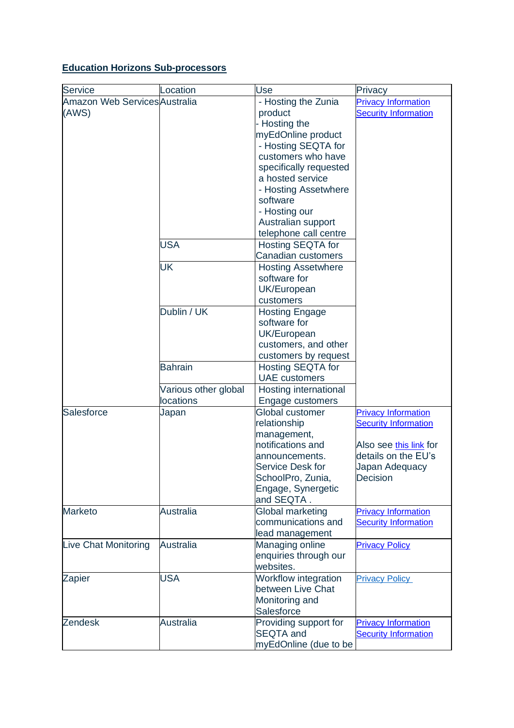**Education Horizons Sub-processors**

| Service | Location | Use | Privacy |
|---|---|---|---|
| Amazon Web Services (AWS) | Australia | - Hosting the Zunia product<br>- Hosting the myEdOnline product<br>- Hosting SEQTA for customers who have specifically requested a hosted service<br>- Hosting Assetwhere software<br>- Hosting our Australian support telephone call centre | Privacy Information<br>Security Information |
| | USA | Hosting SEQTA for Canadian customers | |
| | UK | Hosting Assetwhere software for UK/European customers | |
| | Dublin / UK | Hosting Engage software for UK/European customers, and other customers by request | |
| | Bahrain | Hosting SEQTA for UAE customers | |
| | Various other global locations | Hosting international Engage customers | |
| Salesforce | Japan | Global customer relationship management, notifications and announcements. Service Desk for SchoolPro, Zunia, Engage, Synergetic and SEQTA . | Privacy Information<br>Security Information<br><br>Also see this link for details on the EU's Japan Adequacy Decision |
| Marketo | Australia | Global marketing communications and lead management | Privacy Information<br>Security Information |
| Live Chat Monitoring | Australia | Managing online enquiries through our websites. | Privacy Policy |
| Zapier | USA | Workflow integration between Live Chat Monitoring and Salesforce | Privacy Policy |
| Zendesk | Australia | Providing support for SEQTA and myEdOnline (due to be | Privacy Information<br>Security Information |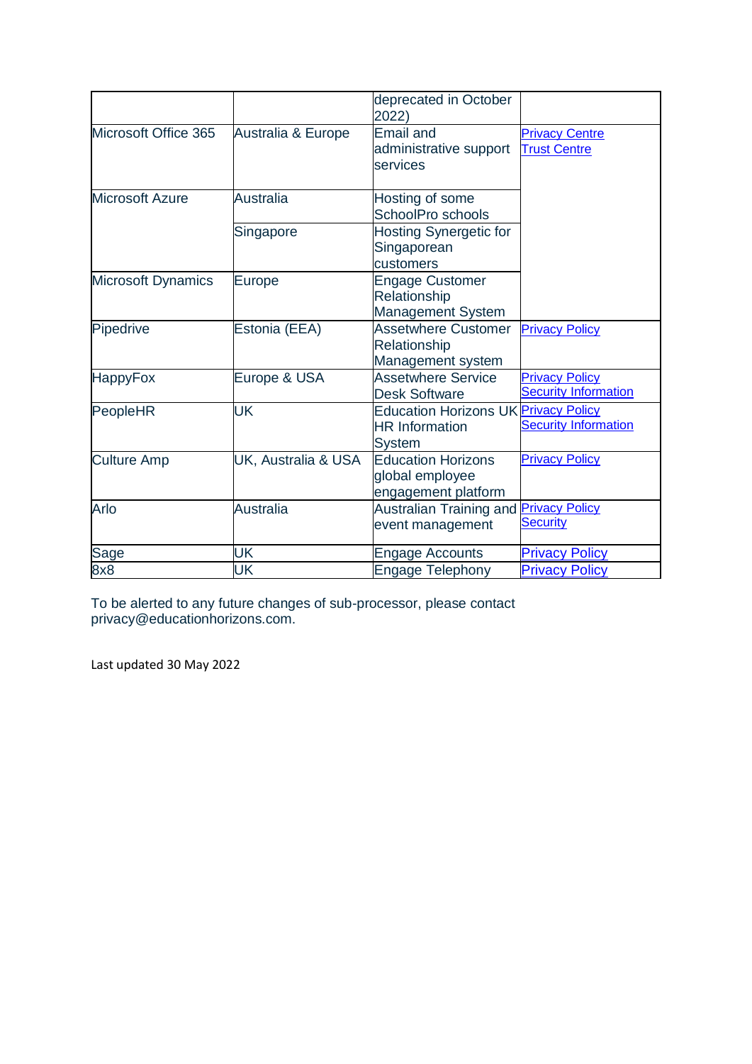| | | | |
|---|---|---|---|
| | | deprecated in October 2022) | |
| Microsoft Office 365 | Australia & Europe | Email and administrative support services | Privacy Centre<br>Trust Centre |
| Microsoft Azure | Australia | Hosting of some SchoolPro schools | |
| | Singapore | Hosting Synergetic for Singaporean customers | |
| Microsoft Dynamics | Europe | Engage Customer Relationship Management System | |
| Pipedrive | Estonia (EEA) | Assetwhere Customer Relationship Management system | Privacy Policy |
| HappyFox | Europe & USA | Assetwhere Service Desk Software | Privacy Policy<br>Security Information |
| PeopleHR | UK | Education Horizons UK HR Information System | Privacy Policy<br>Security Information |
| Culture Amp | UK, Australia & USA | Education Horizons global employee engagement platform | Privacy Policy |
| Arlo | Australia | Australian Training and event management | Privacy Policy<br>Security |
| Sage | UK | Engage Accounts | Privacy Policy |
| 8x8 | UK | Engage Telephony | Privacy Policy |

To be alerted to any future changes of sub-processor, please contact privacy@educationhorizons.com.

Last updated 30 May 2022